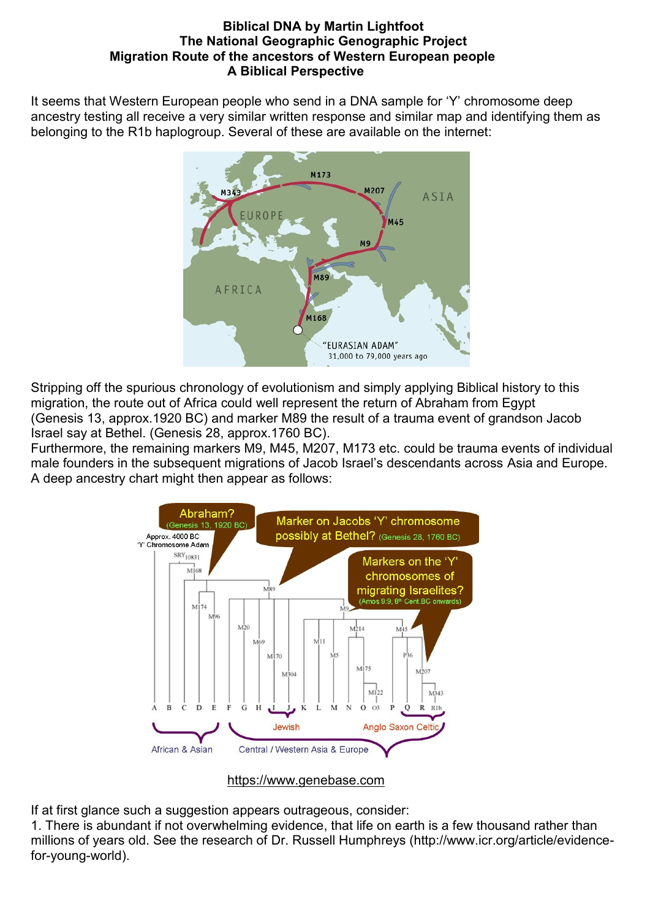# Biblical DNA by Martin Lightfoot
## The National Geographic Genographic Project
## Migration Route of the ancestors of Western European people
## A Biblical Perspective

It seems that Western European people who send in a DNA sample for 'Y' chromosome deep ancestry testing all receive a very similar written response and similar map and identifying them as belonging to the R1b haplogroup. Several of these are available on the internet:

Stripping off the spurious chronology of evolutionism and simply applying Biblical history to this migration, the route out of Africa could well represent the return of Abraham from Egypt (Genesis 13, approx.1920 BC) and marker M89 the result of a trauma event of grandson Jacob Israel say at Bethel. (Genesis 28, approx.1760 BC).
Furthermore, the remaining markers M9, M45, M207, M173 etc. could be trauma events of individual male founders in the subsequent migrations of Jacob Israel's descendants across Asia and Europe. A deep ancestry chart might then appear as follows:

https://www.genebase.com

If at first glance such a suggestion appears outrageous, consider:

1. There is abundant if not overwhelming evidence, that life on earth is a few thousand rather than millions of years old. See the research of Dr. Russell Humphreys (http://www.icr.org/article/evidence-for-young-world).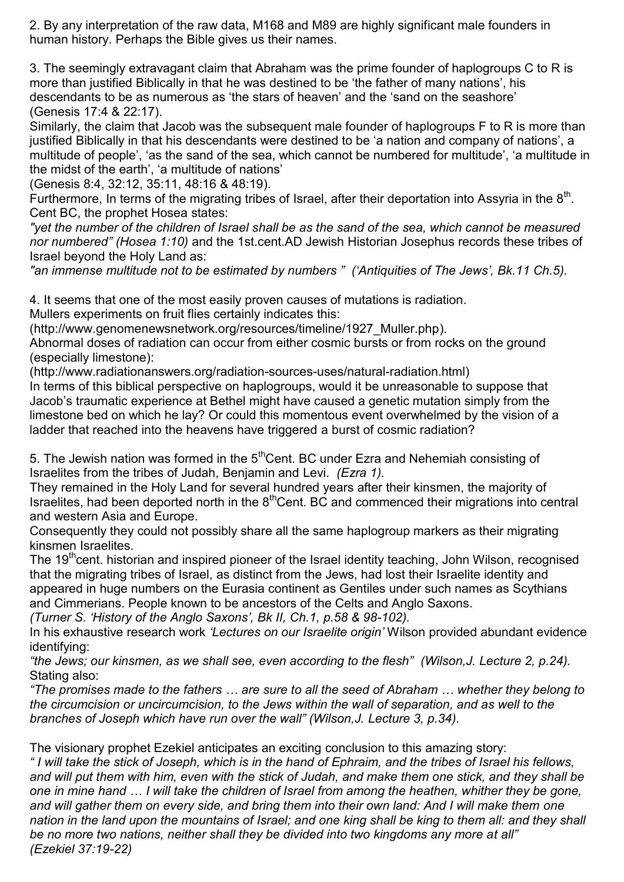2. By any interpretation of the raw data, M168 and M89 are highly significant male founders in human history. Perhaps the Bible gives us their names.

3. The seemingly extravagant claim that Abraham was the prime founder of haplogroups C to R is more than justified Biblically in that he was destined to be 'the father of many nations', his descendants to be as numerous as 'the stars of heaven' and the 'sand on the seashore' (Genesis 17:4 & 22:17).
Similarly, the claim that Jacob was the subsequent male founder of haplogroups F to R is more than justified Biblically in that his descendants were destined to be 'a nation and company of nations', a multitude of people', 'as the sand of the sea, which cannot be numbered for multitude', 'a multitude in the midst of the earth', 'a multitude of nations'
(Genesis 8:4, 32:12, 35:11, 48:16 & 48:19).
Furthermore, In terms of the migrating tribes of Israel, after their deportation into Assyria in the 8th. Cent BC, the prophet Hosea states:
*"yet the number of the children of Israel shall be as the sand of the sea, which cannot be measured nor numbered" (Hosea 1:10)* and the 1st.cent.AD Jewish Historian Josephus records these tribes of Israel beyond the Holy Land as:
*"an immense multitude not to be estimated by numbers " ('Antiquities of The Jews', Bk.11 Ch.5).*

4. It seems that one of the most easily proven causes of mutations is radiation.
Mullers experiments on fruit flies certainly indicates this:
(http://www.genomenewsnetwork.org/resources/timeline/1927_Muller.php).
Abnormal doses of radiation can occur from either cosmic bursts or from rocks on the ground (especially limestone):
(http://www.radiationanswers.org/radiation-sources-uses/natural-radiation.html)
In terms of this biblical perspective on haplogroups, would it be unreasonable to suppose that Jacob's traumatic experience at Bethel might have caused a genetic mutation simply from the limestone bed on which he lay? Or could this momentous event overwhelmed by the vision of a ladder that reached into the heavens have triggered a burst of cosmic radiation?

5. The Jewish nation was formed in the 5thCent. BC under Ezra and Nehemiah consisting of Israelites from the tribes of Judah, Benjamin and Levi. *(Ezra 1).*
They remained in the Holy Land for several hundred years after their kinsmen, the majority of Israelites, had been deported north in the 8thCent. BC and commenced their migrations into central and western Asia and Europe.
Consequently they could not possibly share all the same haplogroup markers as their migrating kinsmen Israelites.
The 19thcent. historian and inspired pioneer of the Israel identity teaching, John Wilson, recognised that the migrating tribes of Israel, as distinct from the Jews, had lost their Israelite identity and appeared in huge numbers on the Eurasia continent as Gentiles under such names as Scythians and Cimmerians. People known to be ancestors of the Celts and Anglo Saxons.
*(Turner S. 'History of the Anglo Saxons', Bk II, Ch.1, p.58 & 98-102).*
In his exhaustive research work *'Lectures on our Israelite origin'* Wilson provided abundant evidence identifying:
*"the Jews; our kinsmen, as we shall see, even according to the flesh" (Wilson,J. Lecture 2, p.24).*
Stating also:
*"The promises made to the fathers … are sure to all the seed of Abraham … whether they belong to the circumcision or uncircumcision, to the Jews within the wall of separation, and as well to the branches of Joseph which have run over the wall" (Wilson,J. Lecture 3, p.34).*

The visionary prophet Ezekiel anticipates an exciting conclusion to this amazing story:
*" I will take the stick of Joseph, which is in the hand of Ephraim, and the tribes of Israel his fellows, and will put them with him, even with the stick of Judah, and make them one stick, and they shall be one in mine hand … I will take the children of Israel from among the heathen, whither they be gone, and will gather them on every side, and bring them into their own land: And I will make them one nation in the land upon the mountains of Israel; and one king shall be king to them all: and they shall be no more two nations, neither shall they be divided into two kingdoms any more at all" (Ezekiel 37:19-22)*